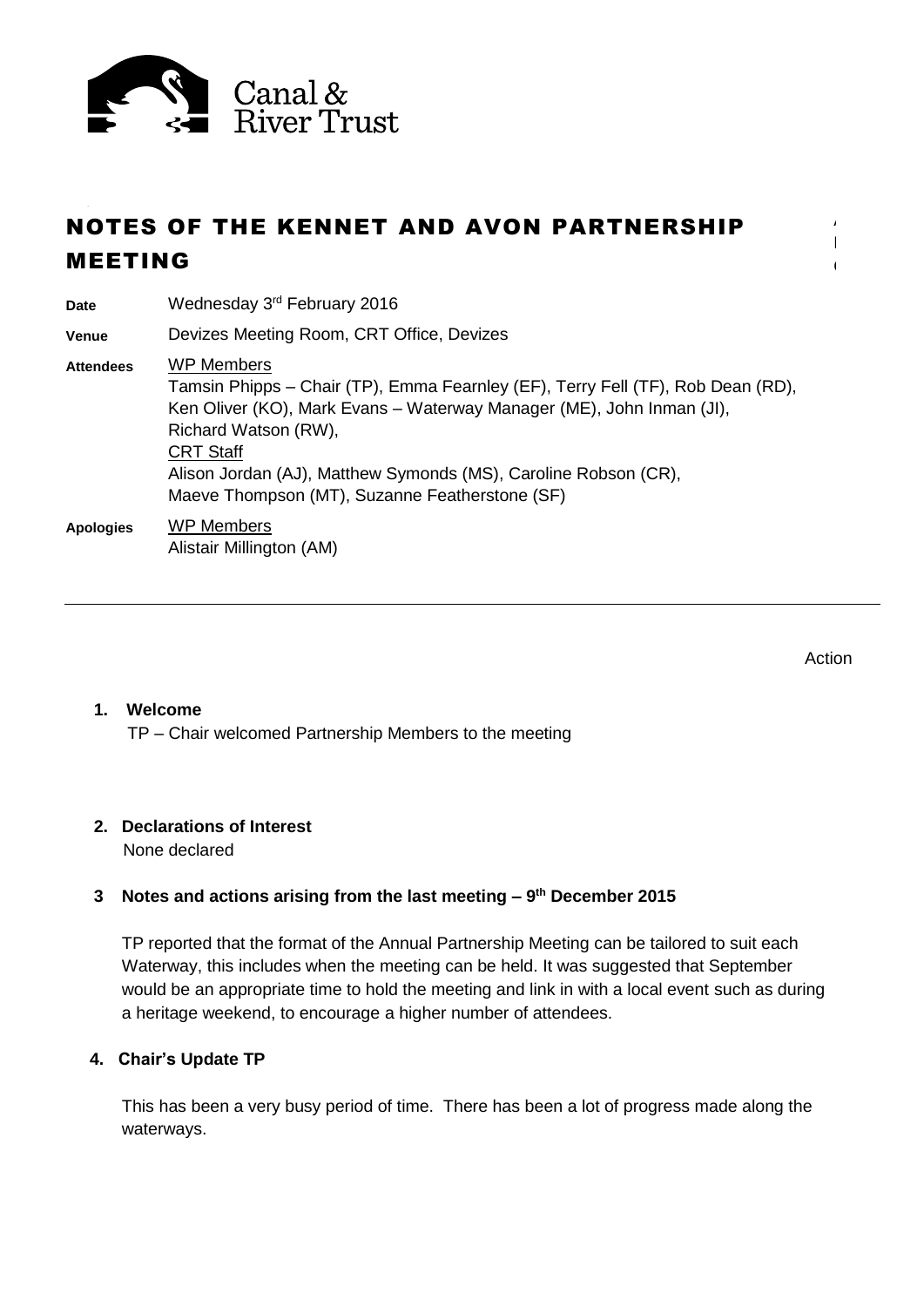Canal & River Trust

# NOTES OF THE KENNET AND AVON PARTNERSHIP MEETING

**Date** Wednesday 3rd February 2016

**Venue** Devizes Meeting Room, CRT Office, Devizes

**Attendees** WP Members
Tamsin Phipps – Chair (TP), Emma Fearnley (EF), Terry Fell (TF), Rob Dean (RD), Ken Oliver (KO), Mark Evans – Waterway Manager (ME), John Inman (JI), Richard Watson (RW),
CRT Staff
Alison Jordan (AJ), Matthew Symonds (MS), Caroline Robson (CR), Maeve Thompson (MT), Suzanne Featherstone (SF)

**Apologies** WP Members
Alistair Millington (AM)

---

Action

**1. Welcome**

TP – Chair welcomed Partnership Members to the meeting

**2. Declarations of Interest**

None declared

**3 Notes and actions arising from the last meeting – 9th December 2015**

TP reported that the format of the Annual Partnership Meeting can be tailored to suit each Waterway, this includes when the meeting can be held. It was suggested that September would be an appropriate time to hold the meeting and link in with a local event such as during a heritage weekend, to encourage a higher number of attendees.

**4. Chair's Update TP**

This has been a very busy period of time. There has been a lot of progress made along the waterways.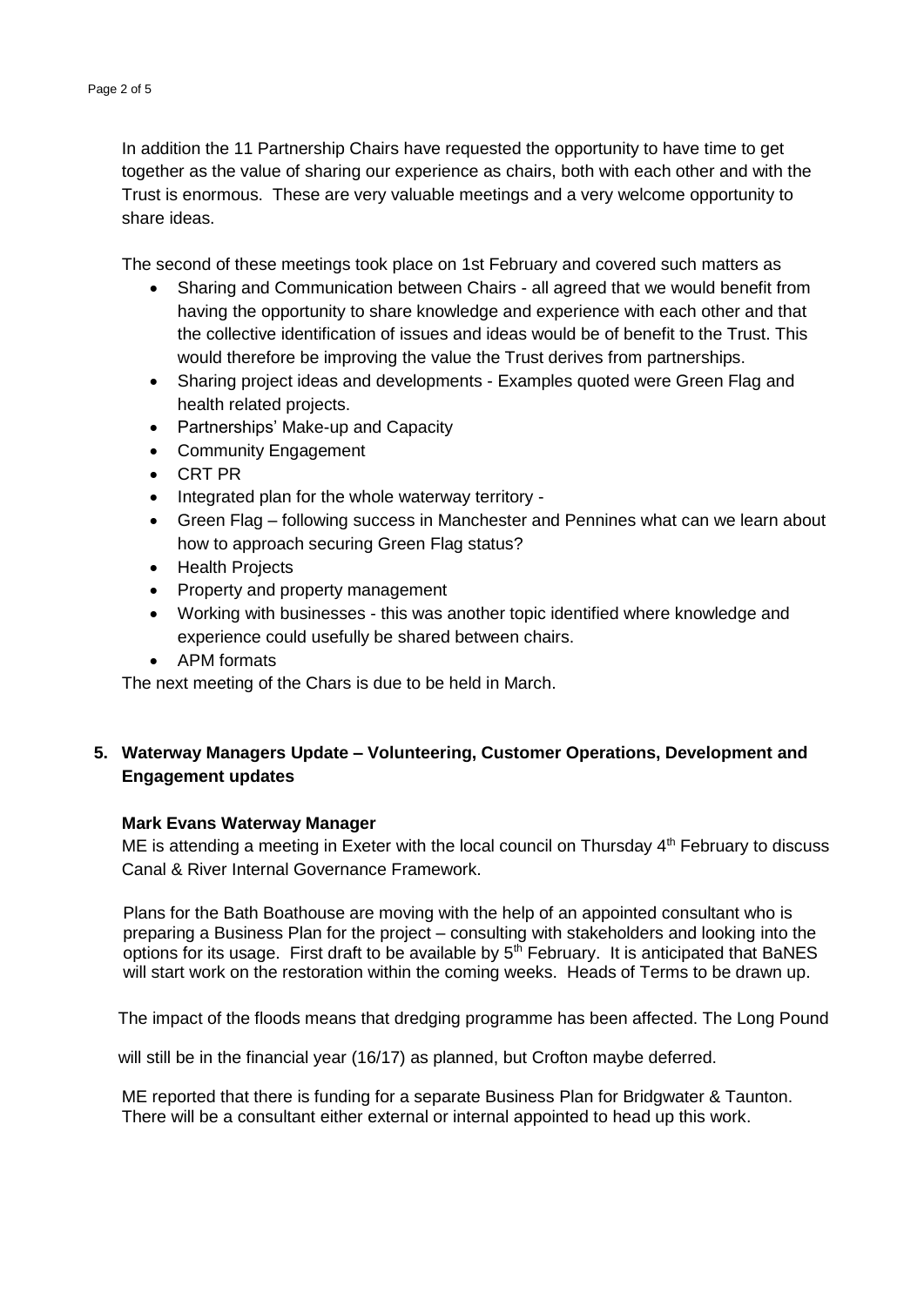In addition the 11 Partnership Chairs have requested the opportunity to have time to get together as the value of sharing our experience as chairs, both with each other and with the Trust is enormous. These are very valuable meetings and a very welcome opportunity to share ideas.

The second of these meetings took place on 1st February and covered such matters as

- Sharing and Communication between Chairs - all agreed that we would benefit from having the opportunity to share knowledge and experience with each other and that the collective identification of issues and ideas would be of benefit to the Trust. This would therefore be improving the value the Trust derives from partnerships.
- Sharing project ideas and developments - Examples quoted were Green Flag and health related projects.
- Partnerships' Make-up and Capacity
- Community Engagement
- CRT PR
- Integrated plan for the whole waterway territory -
- Green Flag – following success in Manchester and Pennines what can we learn about how to approach securing Green Flag status?
- Health Projects
- Property and property management
- Working with businesses - this was another topic identified where knowledge and experience could usefully be shared between chairs.
- APM formats

The next meeting of the Chars is due to be held in March.

**5. Waterway Managers Update – Volunteering, Customer Operations, Development and Engagement updates**

**Mark Evans Waterway Manager**

ME is attending a meeting in Exeter with the local council on Thursday 4th February to discuss Canal & River Internal Governance Framework.

Plans for the Bath Boathouse are moving with the help of an appointed consultant who is preparing a Business Plan for the project – consulting with stakeholders and looking into the options for its usage. First draft to be available by 5th February. It is anticipated that BaNES will start work on the restoration within the coming weeks. Heads of Terms to be drawn up.

The impact of the floods means that dredging programme has been affected. The Long Pound will still be in the financial year (16/17) as planned, but Crofton maybe deferred.

ME reported that there is funding for a separate Business Plan for Bridgwater & Taunton. There will be a consultant either external or internal appointed to head up this work.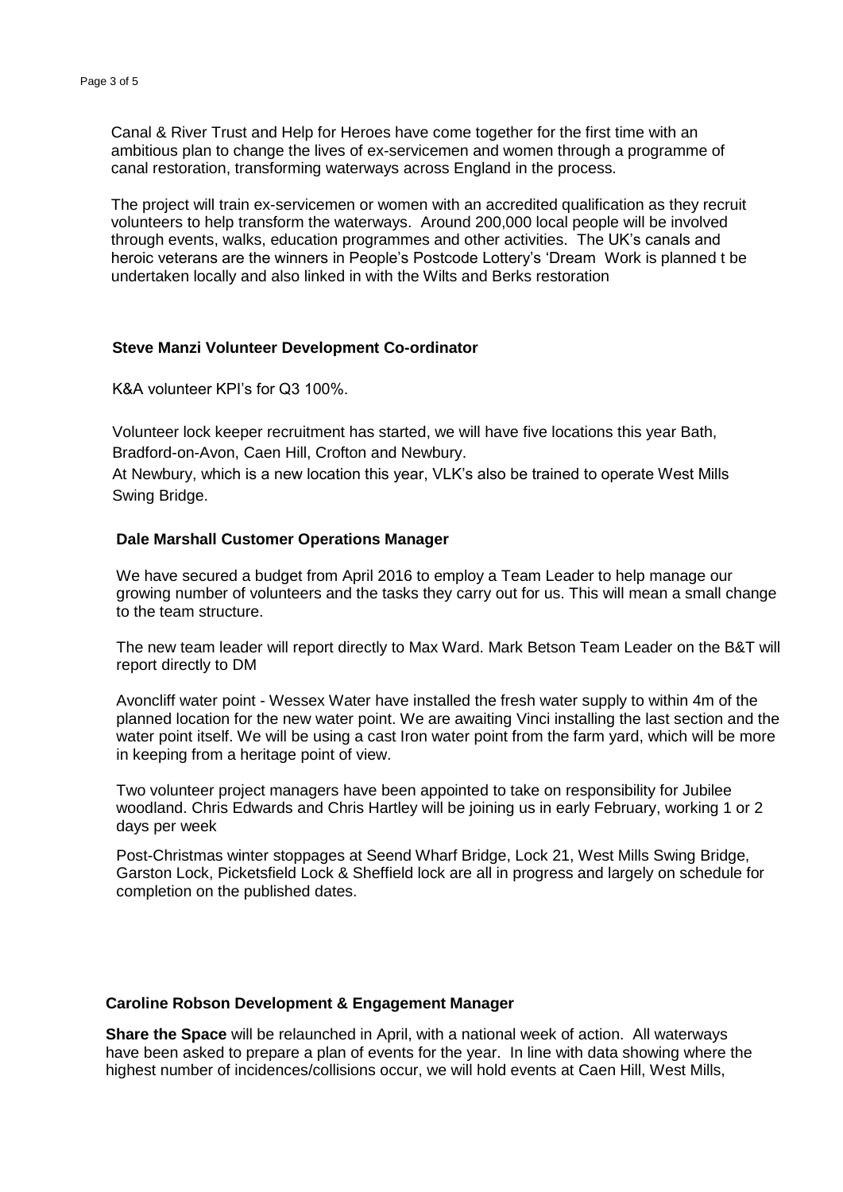Canal & River Trust and Help for Heroes have come together for the first time with an ambitious plan to change the lives of ex-servicemen and women through a programme of canal restoration, transforming waterways across England in the process.

The project will train ex-servicemen or women with an accredited qualification as they recruit volunteers to help transform the waterways. Around 200,000 local people will be involved through events, walks, education programmes and other activities. The UK's canals and heroic veterans are the winners in People's Postcode Lottery's 'Dream Work is planned t be undertaken locally and also linked in with the Wilts and Berks restoration

**Steve Manzi Volunteer Development Co-ordinator**

K&A volunteer KPI's for Q3 100%.

Volunteer lock keeper recruitment has started, we will have five locations this year Bath, Bradford-on-Avon, Caen Hill, Crofton and Newbury.

At Newbury, which is a new location this year, VLK's also be trained to operate West Mills Swing Bridge.

**Dale Marshall Customer Operations Manager**

We have secured a budget from April 2016 to employ a Team Leader to help manage our growing number of volunteers and the tasks they carry out for us. This will mean a small change to the team structure.

The new team leader will report directly to Max Ward. Mark Betson Team Leader on the B&T will report directly to DM

Avoncliff water point - Wessex Water have installed the fresh water supply to within 4m of the planned location for the new water point. We are awaiting Vinci installing the last section and the water point itself. We will be using a cast Iron water point from the farm yard, which will be more in keeping from a heritage point of view.

Two volunteer project managers have been appointed to take on responsibility for Jubilee woodland. Chris Edwards and Chris Hartley will be joining us in early February, working 1 or 2 days per week

Post-Christmas winter stoppages at Seend Wharf Bridge, Lock 21, West Mills Swing Bridge, Garston Lock, Picketsfield Lock & Sheffield lock are all in progress and largely on schedule for completion on the published dates.

**Caroline Robson Development & Engagement Manager**

**Share the Space** will be relaunched in April, with a national week of action. All waterways have been asked to prepare a plan of events for the year. In line with data showing where the highest number of incidences/collisions occur, we will hold events at Caen Hill, West Mills,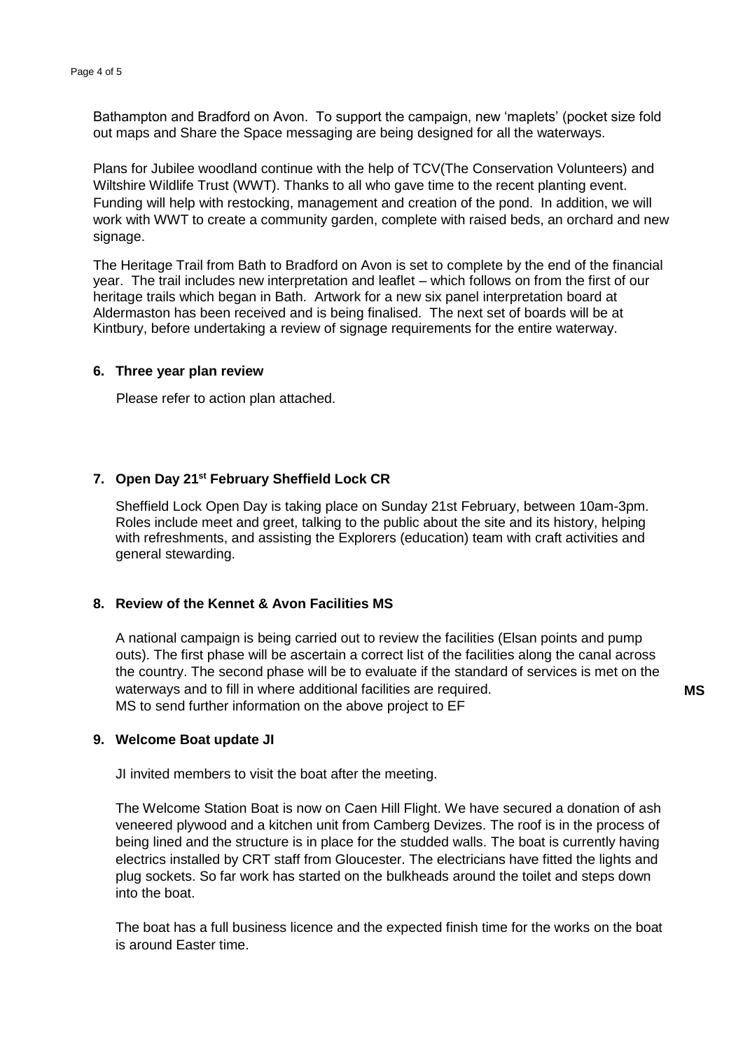Bathampton and Bradford on Avon. To support the campaign, new 'maplets' (pocket size fold out maps and Share the Space messaging are being designed for all the waterways.

Plans for Jubilee woodland continue with the help of TCV(The Conservation Volunteers) and Wiltshire Wildlife Trust (WWT). Thanks to all who gave time to the recent planting event. Funding will help with restocking, management and creation of the pond. In addition, we will work with WWT to create a community garden, complete with raised beds, an orchard and new signage.

The Heritage Trail from Bath to Bradford on Avon is set to complete by the end of the financial year. The trail includes new interpretation and leaflet – which follows on from the first of our heritage trails which began in Bath. Artwork for a new six panel interpretation board at Aldermaston has been received and is being finalised. The next set of boards will be at Kintbury, before undertaking a review of signage requirements for the entire waterway.

### 6. Three year plan review

Please refer to action plan attached.

### 7. Open Day 21st February Sheffield Lock CR

Sheffield Lock Open Day is taking place on Sunday 21st February, between 10am-3pm. Roles include meet and greet, talking to the public about the site and its history, helping with refreshments, and assisting the Explorers (education) team with craft activities and general stewarding.

### 8. Review of the Kennet & Avon Facilities MS

A national campaign is being carried out to review the facilities (Elsan points and pump outs). The first phase will be ascertain a correct list of the facilities along the canal across the country. The second phase will be to evaluate if the standard of services is met on the waterways and to fill in where additional facilities are required.
MS to send further information on the above project to EF **MS**

### 9. Welcome Boat update JI

JI invited members to visit the boat after the meeting.

The Welcome Station Boat is now on Caen Hill Flight. We have secured a donation of ash veneered plywood and a kitchen unit from Camberg Devizes. The roof is in the process of being lined and the structure is in place for the studded walls. The boat is currently having electrics installed by CRT staff from Gloucester. The electricians have fitted the lights and plug sockets. So far work has started on the bulkheads around the toilet and steps down into the boat.

The boat has a full business licence and the expected finish time for the works on the boat is around Easter time.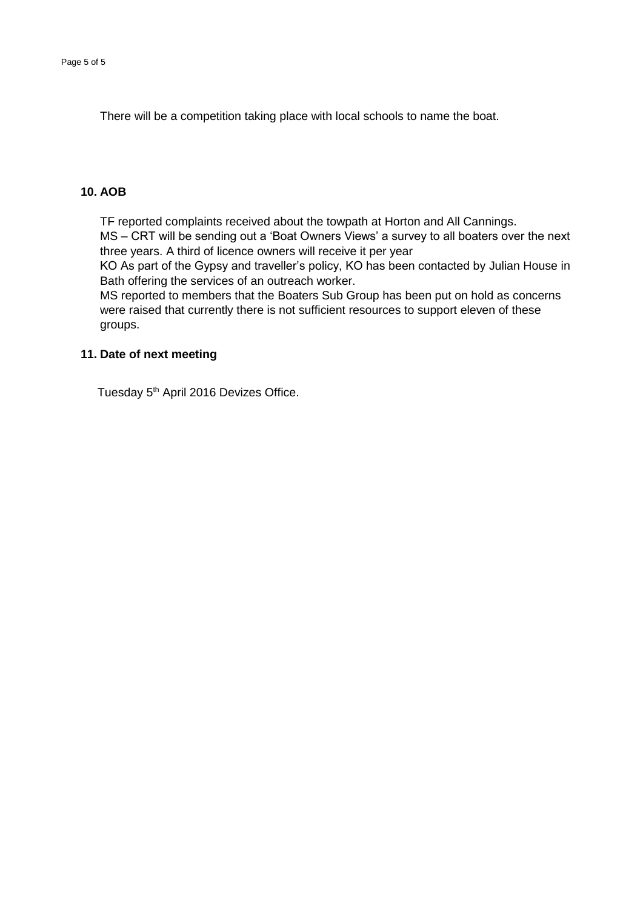There will be a competition taking place with local schools to name the boat.

**10. AOB**

TF reported complaints received about the towpath at Horton and All Cannings.
MS – CRT will be sending out a 'Boat Owners Views' a survey to all boaters over the next three years. A third of licence owners will receive it per year
KO As part of the Gypsy and traveller's policy, KO has been contacted by Julian House in Bath offering the services of an outreach worker.
MS reported to members that the Boaters Sub Group has been put on hold as concerns were raised that currently there is not sufficient resources to support eleven of these groups.

**11. Date of next meeting**

Tuesday 5th April 2016 Devizes Office.